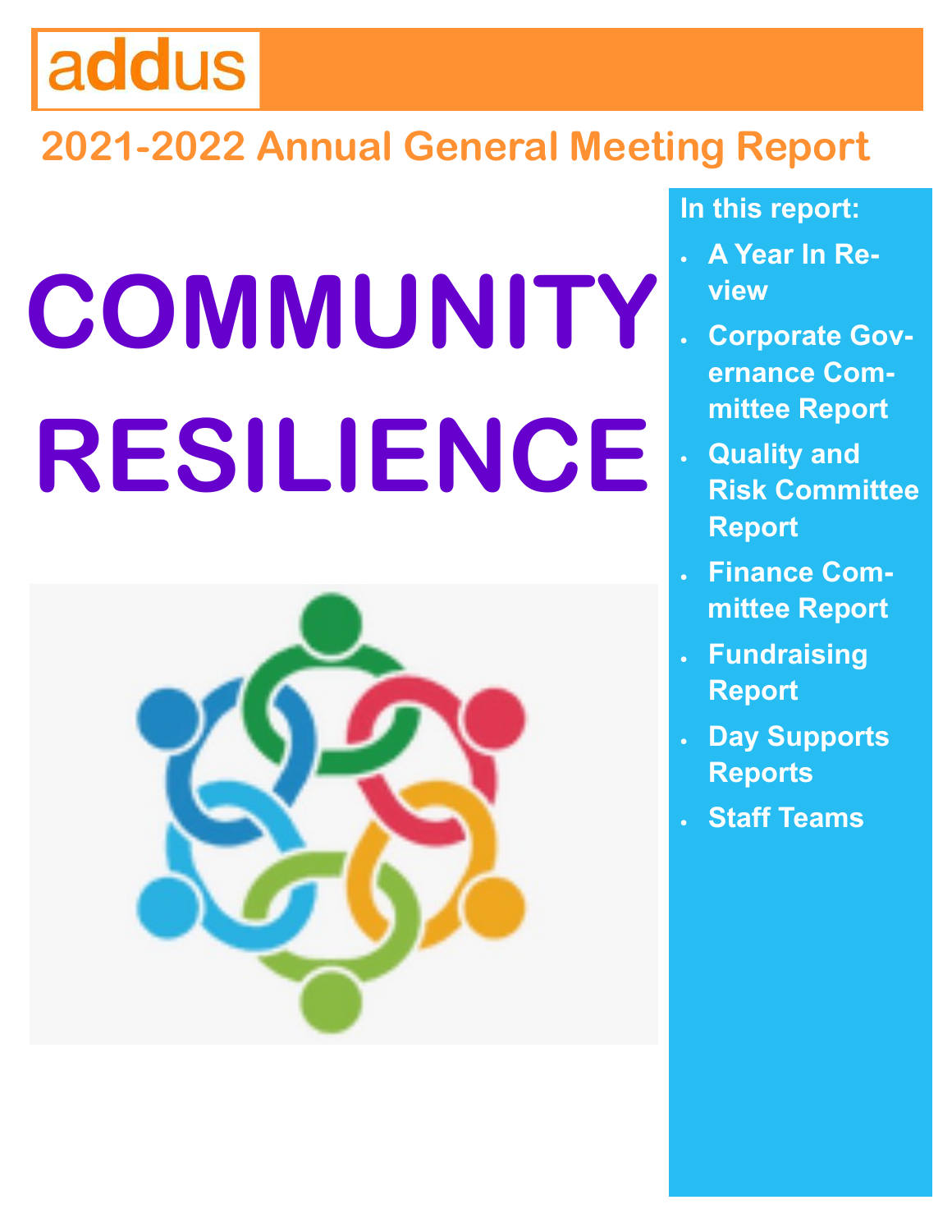addus

# 2021-2022 Annual General Meeting Report

# COMMUNITY RESILIENCE

**In this report:**

- A Year In Review
- Corporate Governance Committee Report
- Quality and Risk Committee Report
- Finance Committee Report
- Fundraising Report
- Day Supports Reports
- Staff Teams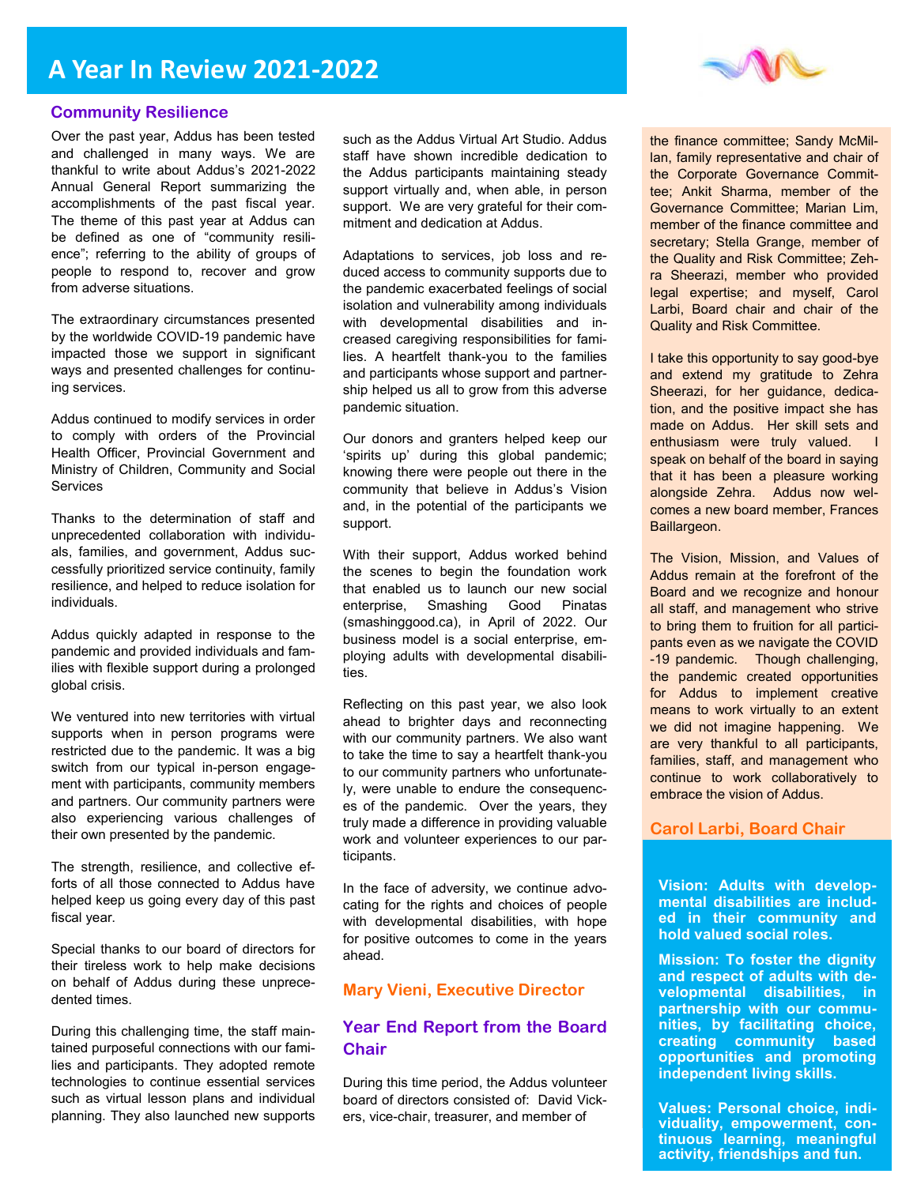# A Year In Review 2021-2022

## Community Resilience

Over the past year, Addus has been tested and challenged in many ways. We are thankful to write about Addus's 2021-2022 Annual General Report summarizing the accomplishments of the past fiscal year. The theme of this past year at Addus can be defined as one of "community resilience"; referring to the ability of groups of people to respond to, recover and grow from adverse situations.

The extraordinary circumstances presented by the worldwide COVID-19 pandemic have impacted those we support in significant ways and presented challenges for continuing services.

Addus continued to modify services in order to comply with orders of the Provincial Health Officer, Provincial Government and Ministry of Children, Community and Social Services

Thanks to the determination of staff and unprecedented collaboration with individuals, families, and government, Addus successfully prioritized service continuity, family resilience, and helped to reduce isolation for individuals.

Addus quickly adapted in response to the pandemic and provided individuals and families with flexible support during a prolonged global crisis.

We ventured into new territories with virtual supports when in person programs were restricted due to the pandemic. It was a big switch from our typical in-person engagement with participants, community members and partners. Our community partners were also experiencing various challenges of their own presented by the pandemic.

The strength, resilience, and collective efforts of all those connected to Addus have helped keep us going every day of this past fiscal year.

Special thanks to our board of directors for their tireless work to help make decisions on behalf of Addus during these unprecedented times.

During this challenging time, the staff maintained purposeful connections with our families and participants. They adopted remote technologies to continue essential services such as virtual lesson plans and individual planning. They also launched new supports such as the Addus Virtual Art Studio. Addus staff have shown incredible dedication to the Addus participants maintaining steady support virtually and, when able, in person support. We are very grateful for their commitment and dedication at Addus.

Adaptations to services, job loss and reduced access to community supports due to the pandemic exacerbated feelings of social isolation and vulnerability among individuals with developmental disabilities and increased caregiving responsibilities for families. A heartfelt thank-you to the families and participants whose support and partnership helped us all to grow from this adverse pandemic situation.

Our donors and granters helped keep our 'spirits up' during this global pandemic; knowing there were people out there in the community that believe in Addus's Vision and, in the potential of the participants we support.

With their support, Addus worked behind the scenes to begin the foundation work that enabled us to launch our new social enterprise, Smashing Good Pinatas (smashinggood.ca), in April of 2022. Our business model is a social enterprise, employing adults with developmental disabilities.

Reflecting on this past year, we also look ahead to brighter days and reconnecting with our community partners. We also want to take the time to say a heartfelt thank-you to our community partners who unfortunately, were unable to endure the consequences of the pandemic. Over the years, they truly made a difference in providing valuable work and volunteer experiences to our participants.

In the face of adversity, we continue advocating for the rights and choices of people with developmental disabilities, with hope for positive outcomes to come in the years ahead.

**Mary Vieni, Executive Director**

## Year End Report from the Board Chair

During this time period, the Addus volunteer board of directors consisted of: David Vickers, vice-chair, treasurer, and member of the finance committee; Sandy McMillan, family representative and chair of the Corporate Governance Committee; Ankit Sharma, member of the Governance Committee; Marian Lim, member of the finance committee and secretary; Stella Grange, member of the Quality and Risk Committee; Zehra Sheerazi, member who provided legal expertise; and myself, Carol Larbi, Board chair and chair of the Quality and Risk Committee.

I take this opportunity to say good-bye and extend my gratitude to Zehra Sheerazi, for her guidance, dedication, and the positive impact she has made on Addus. Her skill sets and enthusiasm were truly valued. I speak on behalf of the board in saying that it has been a pleasure working alongside Zehra. Addus now welcomes a new board member, Frances Baillargeon.

The Vision, Mission, and Values of Addus remain at the forefront of the Board and we recognize and honour all staff, and management who strive to bring them to fruition for all participants even as we navigate the COVID-19 pandemic. Though challenging, the pandemic created opportunities for Addus to implement creative means to work virtually to an extent we did not imagine happening. We are very thankful to all participants, families, staff, and management who continue to work collaboratively to embrace the vision of Addus.

**Carol Larbi, Board Chair**

**Vision: Adults with developmental disabilities are included in their community and hold valued social roles.**

**Mission: To foster the dignity and respect of adults with developmental disabilities, in partnership with our communities, by facilitating choice, creating community based opportunities and promoting independent living skills.**

**Values: Personal choice, individuality, empowerment, continuous learning, meaningful activity, friendships and fun.**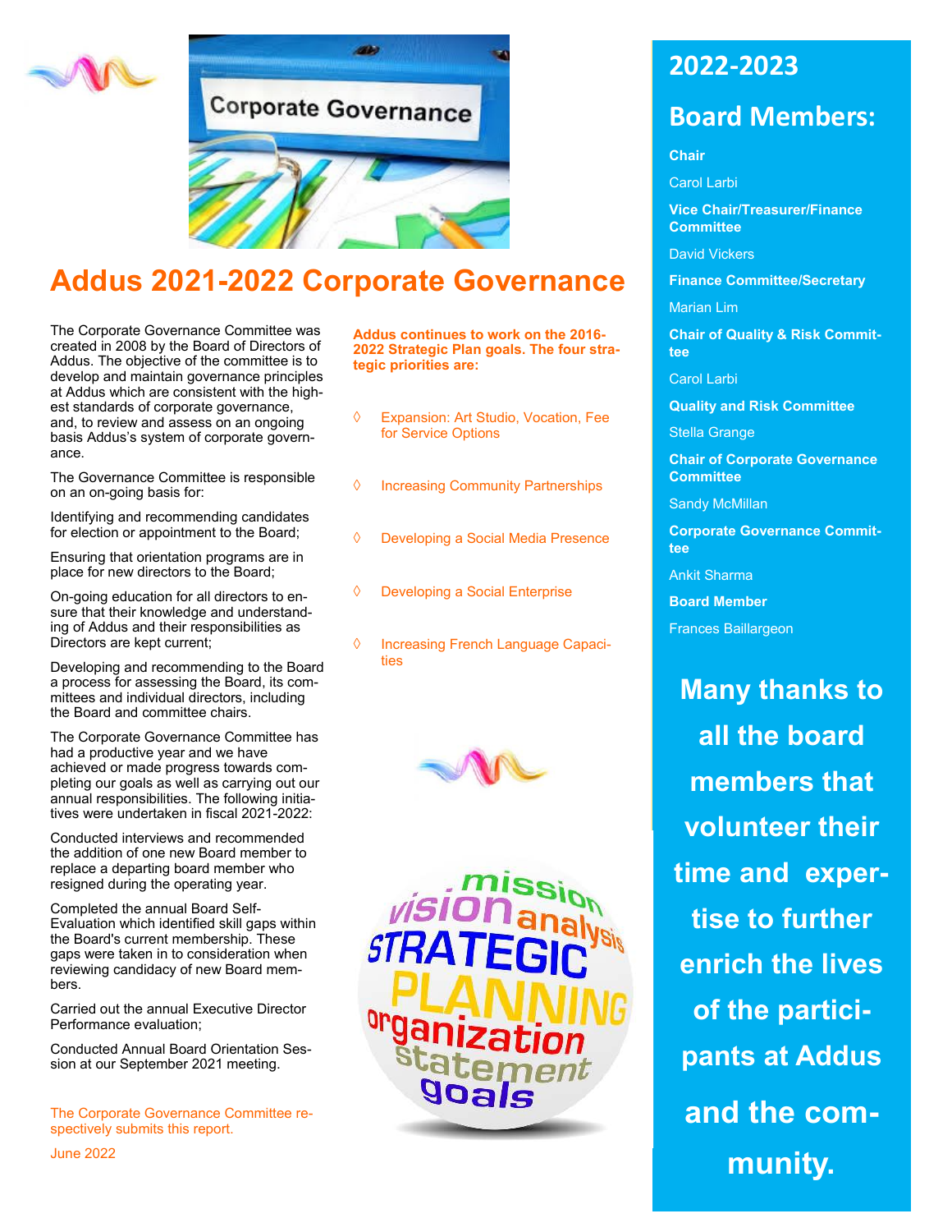# Addus 2021-2022 Corporate Governance

The Corporate Governance Committee was created in 2008 by the Board of Directors of Addus. The objective of the committee is to develop and maintain governance principles at Addus which are consistent with the highest standards of corporate governance, and, to review and assess on an ongoing basis Addus's system of corporate governance.

The Governance Committee is responsible on an on-going basis for:

Identifying and recommending candidates for election or appointment to the Board;

Ensuring that orientation programs are in place for new directors to the Board;

On-going education for all directors to ensure that their knowledge and understanding of Addus and their responsibilities as Directors are kept current;

Developing and recommending to the Board a process for assessing the Board, its committees and individual directors, including the Board and committee chairs.

The Corporate Governance Committee has had a productive year and we have achieved or made progress towards completing our goals as well as carrying out our annual responsibilities. The following initiatives were undertaken in fiscal 2021-2022:

Conducted interviews and recommended the addition of one new Board member to replace a departing board member who resigned during the operating year.

Completed the annual Board Self-Evaluation which identified skill gaps within the Board's current membership. These gaps were taken in to consideration when reviewing candidacy of new Board members.

Carried out the annual Executive Director Performance evaluation;

Conducted Annual Board Orientation Session at our September 2021 meeting.

The Corporate Governance Committee respectively submits this report.

June 2022

**Addus continues to work on the 2016-2022 Strategic Plan goals. The four strategic priorities are:**

- Expansion: Art Studio, Vocation, Fee for Service Options
- Increasing Community Partnerships
- Developing a Social Media Presence
- Developing a Social Enterprise
- Increasing French Language Capacities

## 2022-2023 Board Members:

**Chair**
Carol Larbi

**Vice Chair/Treasurer/Finance Committee**
David Vickers

**Finance Committee/Secretary**
Marian Lim

**Chair of Quality & Risk Committee**
Carol Larbi

**Quality and Risk Committee**
Stella Grange

**Chair of Corporate Governance Committee**
Sandy McMillan

**Corporate Governance Committee**
Ankit Sharma

**Board Member**
Frances Baillargeon

**Many thanks to all the board members that volunteer their time and expertise to further enrich the lives of the participants at Addus and the community.**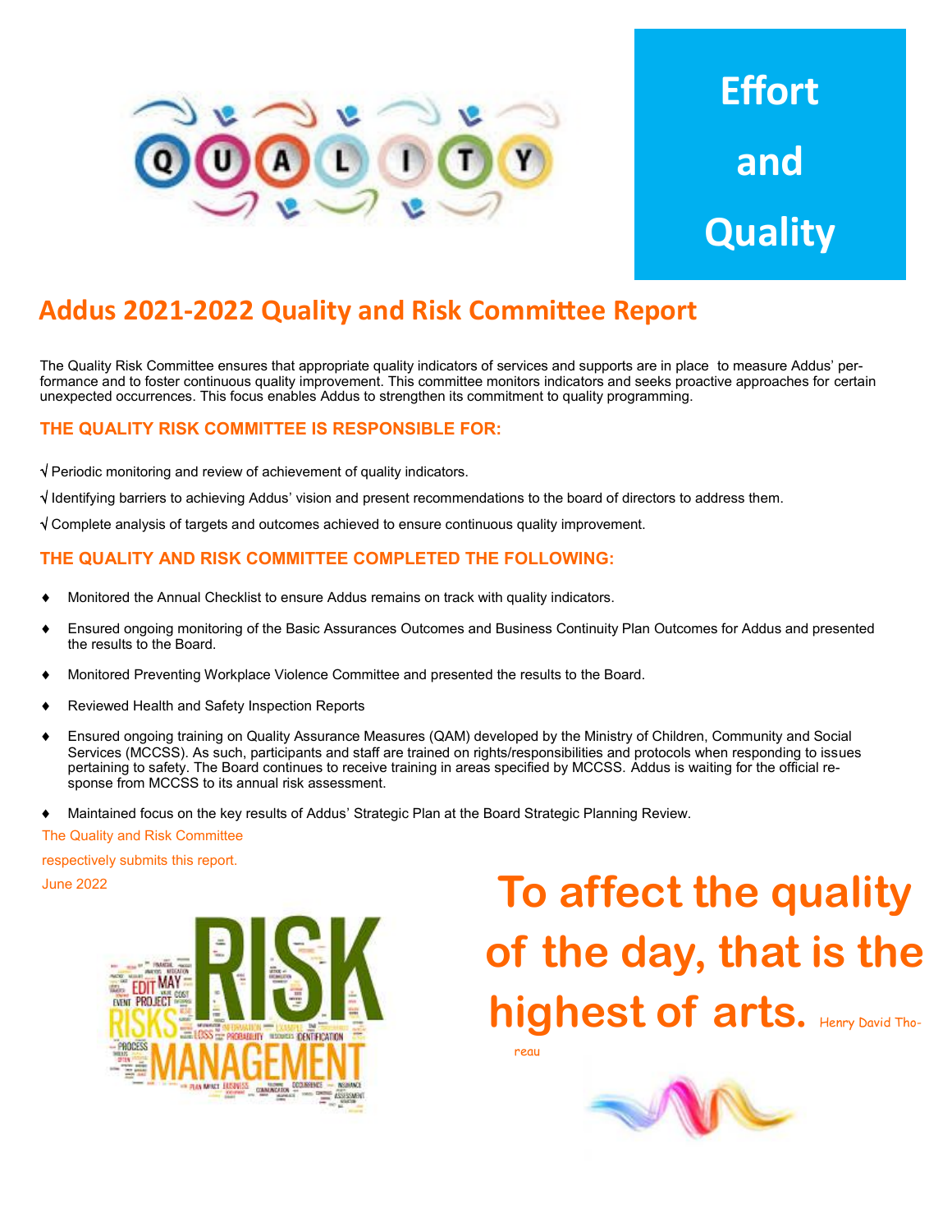**Effort and Quality**

# Addus 2021-2022 Quality and Risk Committee Report

The Quality Risk Committee ensures that appropriate quality indicators of services and supports are in place to measure Addus' performance and to foster continuous quality improvement. This committee monitors indicators and seeks proactive approaches for certain unexpected occurrences. This focus enables Addus to strengthen its commitment to quality programming.

## THE QUALITY RISK COMMITTEE IS RESPONSIBLE FOR:

√ Periodic monitoring and review of achievement of quality indicators.

√ Identifying barriers to achieving Addus' vision and present recommendations to the board of directors to address them.

√ Complete analysis of targets and outcomes achieved to ensure continuous quality improvement.

## THE QUALITY AND RISK COMMITTEE COMPLETED THE FOLLOWING:

- Monitored the Annual Checklist to ensure Addus remains on track with quality indicators.
- Ensured ongoing monitoring of the Basic Assurances Outcomes and Business Continuity Plan Outcomes for Addus and presented the results to the Board.
- Monitored Preventing Workplace Violence Committee and presented the results to the Board.
- Reviewed Health and Safety Inspection Reports
- Ensured ongoing training on Quality Assurance Measures (QAM) developed by the Ministry of Children, Community and Social Services (MCCSS). As such, participants and staff are trained on rights/responsibilities and protocols when responding to issues pertaining to safety. The Board continues to receive training in areas specified by MCCSS. Addus is waiting for the official response from MCCSS to its annual risk assessment.
- Maintained focus on the key results of Addus' Strategic Plan at the Board Strategic Planning Review.

The Quality and Risk Committee

respectively submits this report.

June 2022

**To affect the quality of the day, that is the highest of arts.** Henry David Thoreau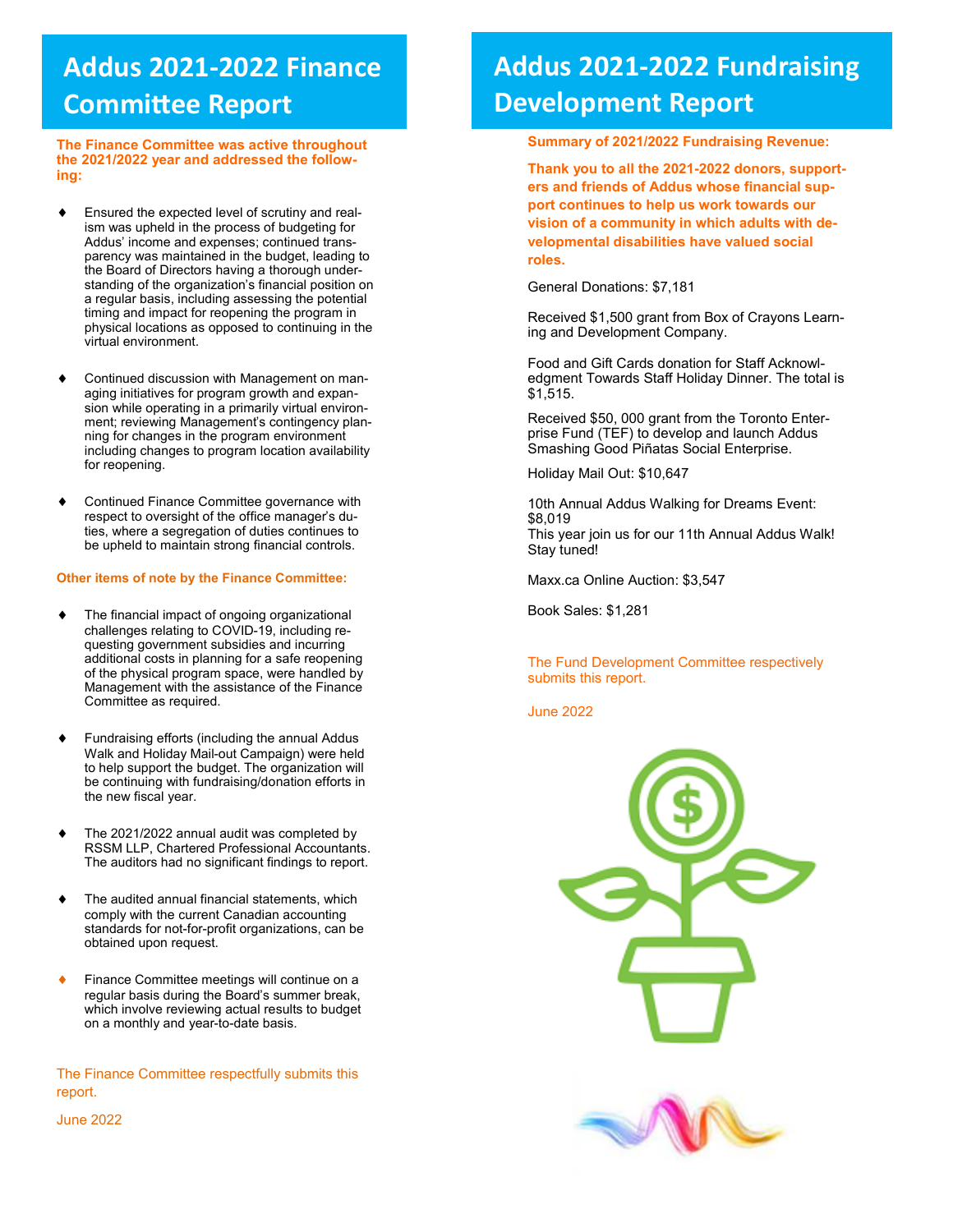# Addus 2021-2022 Finance Committee Report

**The Finance Committee was active throughout the 2021/2022 year and addressed the following:**

- Ensured the expected level of scrutiny and realism was upheld in the process of budgeting for Addus' income and expenses; continued transparency was maintained in the budget, leading to the Board of Directors having a thorough understanding of the organization's financial position on a regular basis, including assessing the potential timing and impact for reopening the program in physical locations as opposed to continuing in the virtual environment.
- Continued discussion with Management on managing initiatives for program growth and expansion while operating in a primarily virtual environment; reviewing Management's contingency planning for changes in the program environment including changes to program location availability for reopening.
- Continued Finance Committee governance with respect to oversight of the office manager's duties, where a segregation of duties continues to be upheld to maintain strong financial controls.

**Other items of note by the Finance Committee:**

- The financial impact of ongoing organizational challenges relating to COVID-19, including requesting government subsidies and incurring additional costs in planning for a safe reopening of the physical program space, were handled by Management with the assistance of the Finance Committee as required.
- Fundraising efforts (including the annual Addus Walk and Holiday Mail-out Campaign) were held to help support the budget. The organization will be continuing with fundraising/donation efforts in the new fiscal year.
- The 2021/2022 annual audit was completed by RSSM LLP, Chartered Professional Accountants. The auditors had no significant findings to report.
- The audited annual financial statements, which comply with the current Canadian accounting standards for not-for-profit organizations, can be obtained upon request.
- Finance Committee meetings will continue on a regular basis during the Board's summer break, which involve reviewing actual results to budget on a monthly and year-to-date basis.

The Finance Committee respectfully submits this report.

June 2022

# Addus 2021-2022 Fundraising Development Report

**Summary of 2021/2022 Fundraising Revenue:**

**Thank you to all the 2021-2022 donors, supporters and friends of Addus whose financial support continues to help us work towards our vision of a community in which adults with developmental disabilities have valued social roles.**

General Donations: $7,181

Received $1,500 grant from Box of Crayons Learning and Development Company.

Food and Gift Cards donation for Staff Acknowledgment Towards Staff Holiday Dinner. The total is $1,515.

Received $50, 000 grant from the Toronto Enterprise Fund (TEF) to develop and launch Addus Smashing Good Piñatas Social Enterprise.

Holiday Mail Out: $10,647

10th Annual Addus Walking for Dreams Event: $8,019
This year join us for our 11th Annual Addus Walk! Stay tuned!

Maxx.ca Online Auction: $3,547

Book Sales: $1,281

The Fund Development Committee respectively submits this report.

June 2022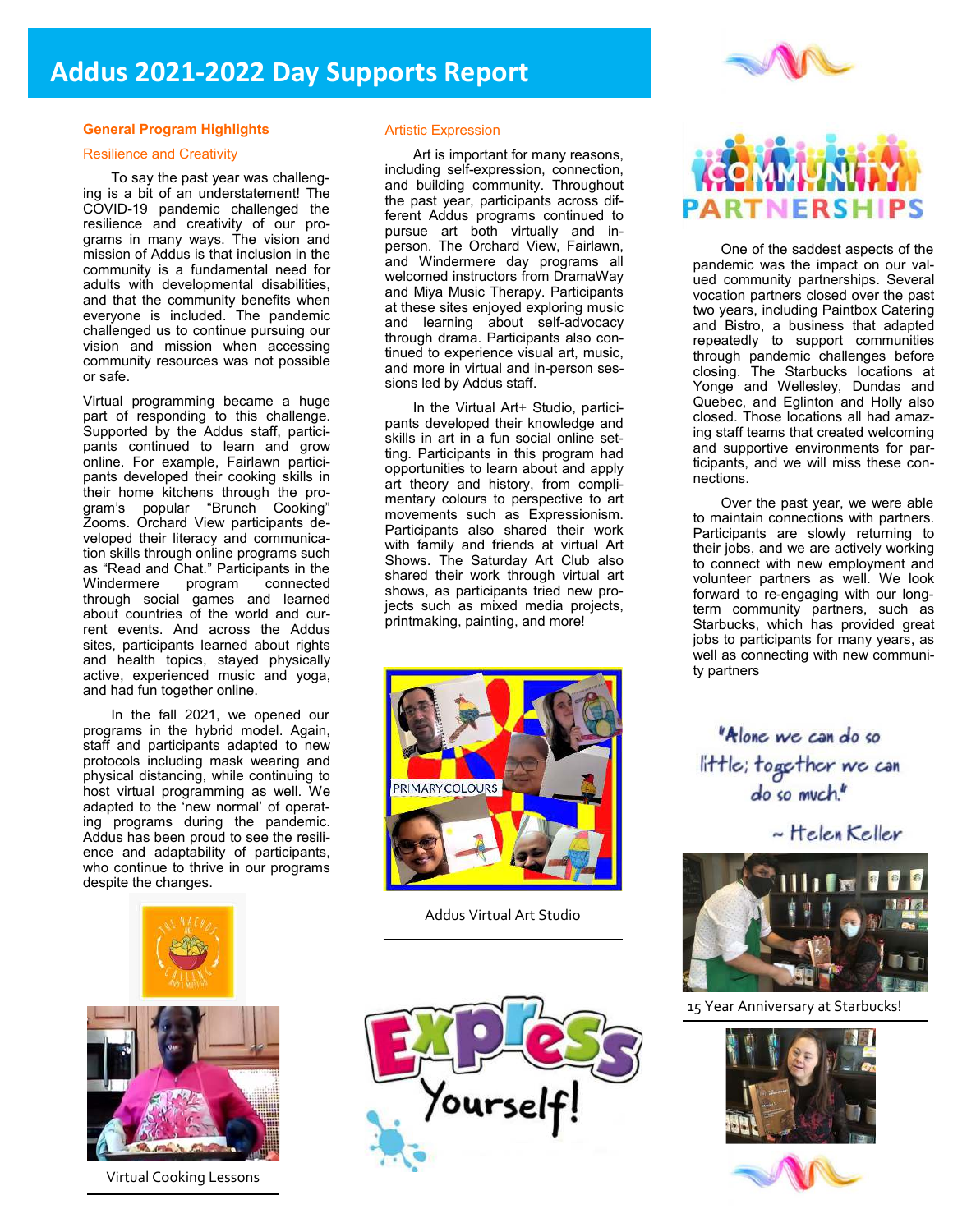# Addus 2021-2022 Day Supports Report

## General Program Highlights

### Resilience and Creativity

To say the past year was challenging is a bit of an understatement! The COVID-19 pandemic challenged the resilience and creativity of our programs in many ways. The vision and mission of Addus is that inclusion in the community is a fundamental need for adults with developmental disabilities, and that the community benefits when everyone is included. The pandemic challenged us to continue pursuing our vision and mission when accessing community resources was not possible or safe.

Virtual programming became a huge part of responding to this challenge. Supported by the Addus staff, participants continued to learn and grow online. For example, Fairlawn participants developed their cooking skills in their home kitchens through the program's popular "Brunch Cooking" Zooms. Orchard View participants developed their literacy and communication skills through online programs such as "Read and Chat." Participants in the Windermere program connected through social games and learned about countries of the world and current events. And across the Addus sites, participants learned about rights and health topics, stayed physically active, experienced music and yoga, and had fun together online.

In the fall 2021, we opened our programs in the hybrid model. Again, staff and participants adapted to new protocols including mask wearing and physical distancing, while continuing to host virtual programming as well. We adapted to the 'new normal' of operating programs during the pandemic. Addus has been proud to see the resilience and adaptability of participants, who continue to thrive in our programs despite the changes.

Virtual Cooking Lessons

### Artistic Expression

Art is important for many reasons, including self-expression, connection, and building community. Throughout the past year, participants across different Addus programs continued to pursue art both virtually and in-person. The Orchard View, Fairlawn, and Windermere day programs all welcomed instructors from DramaWay and Miya Music Therapy. Participants at these sites enjoyed exploring music and learning about self-advocacy through drama. Participants also continued to experience visual art, music, and more in virtual and in-person sessions led by Addus staff.

In the Virtual Art+ Studio, participants developed their knowledge and skills in art in a fun social online setting. Participants in this program had opportunities to learn about and apply art theory and history, from complimentary colours to perspective to art movements such as Expressionism. Participants also shared their work with family and friends at virtual Art Shows. The Saturday Art Club also shared their work through virtual art shows, as participants tried new projects such as mixed media projects, printmaking, painting, and more!

Addus Virtual Art Studio

### Community Partnerships

One of the saddest aspects of the pandemic was the impact on our valued community partnerships. Several vocation partners closed over the past two years, including Paintbox Catering and Bistro, a business that adapted repeatedly to support communities through pandemic challenges before closing. The Starbucks locations at Yonge and Wellesley, Dundas and Quebec, and Eglinton and Holly also closed. Those locations all had amazing staff teams that created welcoming and supportive environments for participants, and we will miss these connections.

Over the past year, we were able to maintain connections with partners. Participants are slowly returning to their jobs, and we are actively working to connect with new employment and volunteer partners as well. We look forward to re-engaging with our long-term community partners, such as Starbucks, which has provided great jobs to participants for many years, as well as connecting with new community partners

"Alone we can do so little; together we can do so much."

~ Helen Keller

15 Year Anniversary at Starbucks!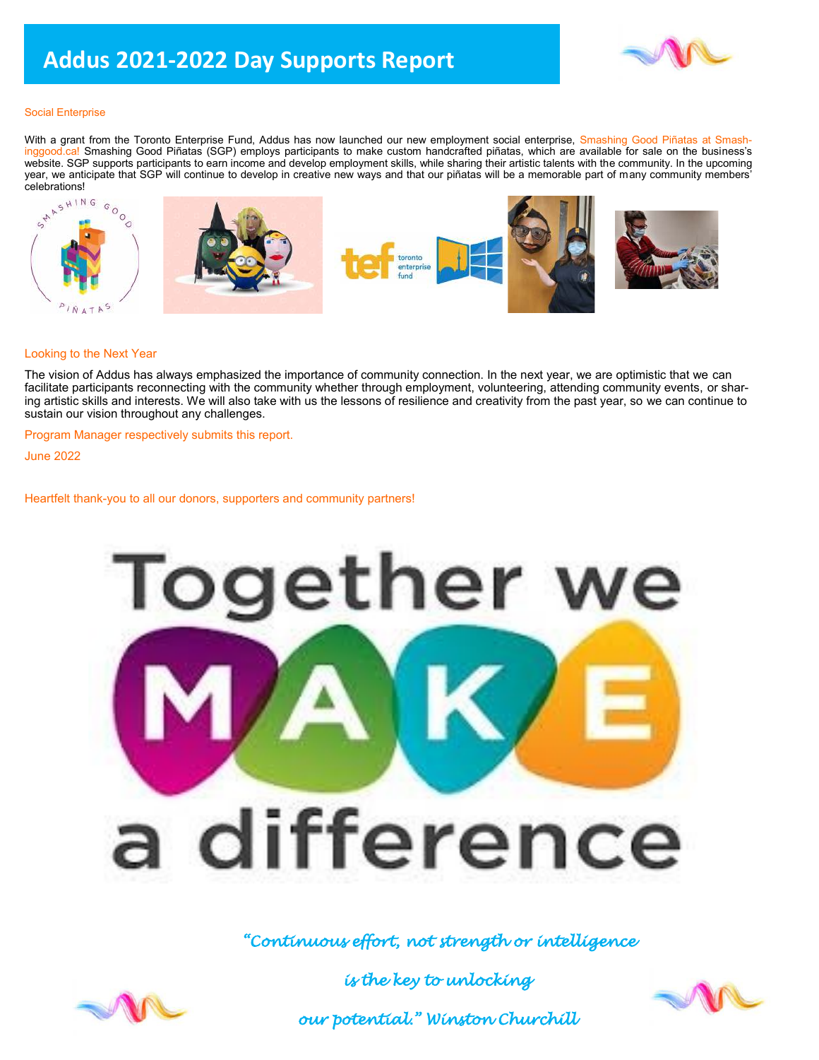# Addus 2021-2022 Day Supports Report

## Social Enterprise

With a grant from the Toronto Enterprise Fund, Addus has now launched our new employment social enterprise, Smashing Good Piñatas at Smashinggood.ca! Smashing Good Piñatas (SGP) employs participants to make custom handcrafted piñatas, which are available for sale on the business's website. SGP supports participants to earn income and develop employment skills, while sharing their artistic talents with the community. In the upcoming year, we anticipate that SGP will continue to develop in creative new ways and that our piñatas will be a memorable part of many community members' celebrations!

## Looking to the Next Year

The vision of Addus has always emphasized the importance of community connection. In the next year, we are optimistic that we can facilitate participants reconnecting with the community whether through employment, volunteering, attending community events, or sharing artistic skills and interests. We will also take with us the lessons of resilience and creativity from the past year, so we can continue to sustain our vision throughout any challenges.

Program Manager respectively submits this report.

June 2022

Heartfelt thank-you to all our donors, supporters and community partners!

Together we MAKE a difference

*"Continuous effort, not strength or intelligence is the key to unlocking our potential." Winston Churchill*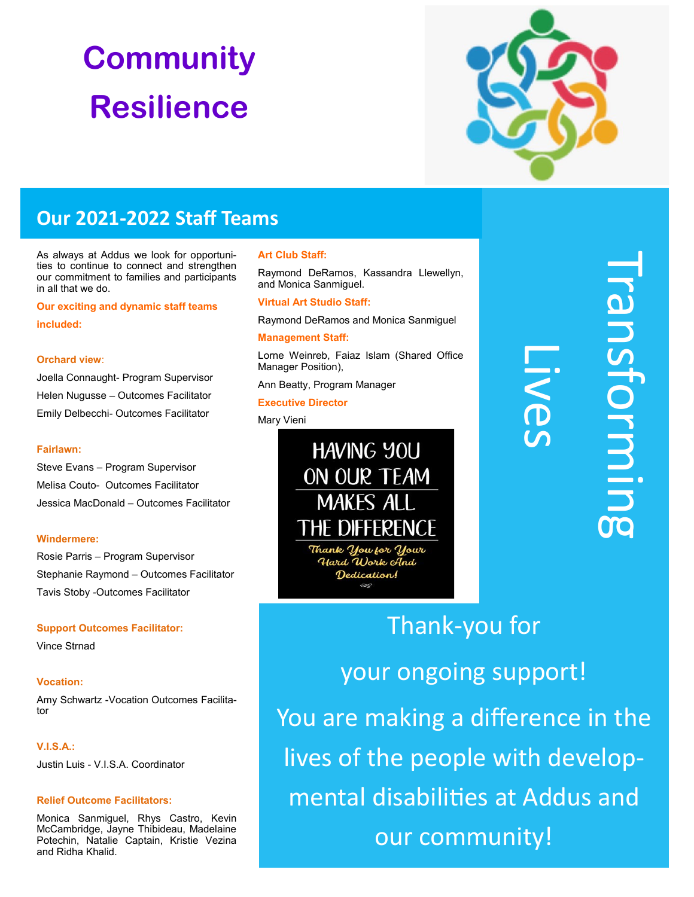# Community Resilience

## Our 2021-2022 Staff Teams

As always at Addus we look for opportunities to continue to connect and strengthen our commitment to families and participants in all that we do.

**Our exciting and dynamic staff teams included:**

**Orchard view:**

Joella Connaught- Program Supervisor

Helen Nugusse – Outcomes Facilitator

Emily Delbecchi- Outcomes Facilitator

**Fairlawn:**

Steve Evans – Program Supervisor

Melisa Couto- Outcomes Facilitator

Jessica MacDonald – Outcomes Facilitator

**Windermere:**

Rosie Parris – Program Supervisor

Stephanie Raymond – Outcomes Facilitator

Tavis Stoby -Outcomes Facilitator

**Support Outcomes Facilitator:**

Vince Strnad

**Vocation:**

Amy Schwartz -Vocation Outcomes Facilitator

**V.I.S.A.:**

Justin Luis - V.I.S.A. Coordinator

**Relief Outcome Facilitators:**

Monica Sanmiguel, Rhys Castro, Kevin McCambridge, Jayne Thibideau, Madelaine Potechin, Natalie Captain, Kristie Vezina and Ridha Khalid.

**Art Club Staff:**

Raymond DeRamos, Kassandra Llewellyn, and Monica Sanmiguel.

**Virtual Art Studio Staff:**

Raymond DeRamos and Monica Sanmiguel

**Management Staff:**

Lorne Weinreb, Faiaz Islam (Shared Office Manager Position),

Ann Beatty, Program Manager

**Executive Director**

Mary Vieni

HAVING YOU ON OUR TEAM MAKES ALL THE DIFFERENCE

*Thank You for Your Hard Work And Dedication!*

Transforming Lives

Thank-you for your ongoing support! You are making a difference in the lives of the people with developmental disabilities at Addus and our community!